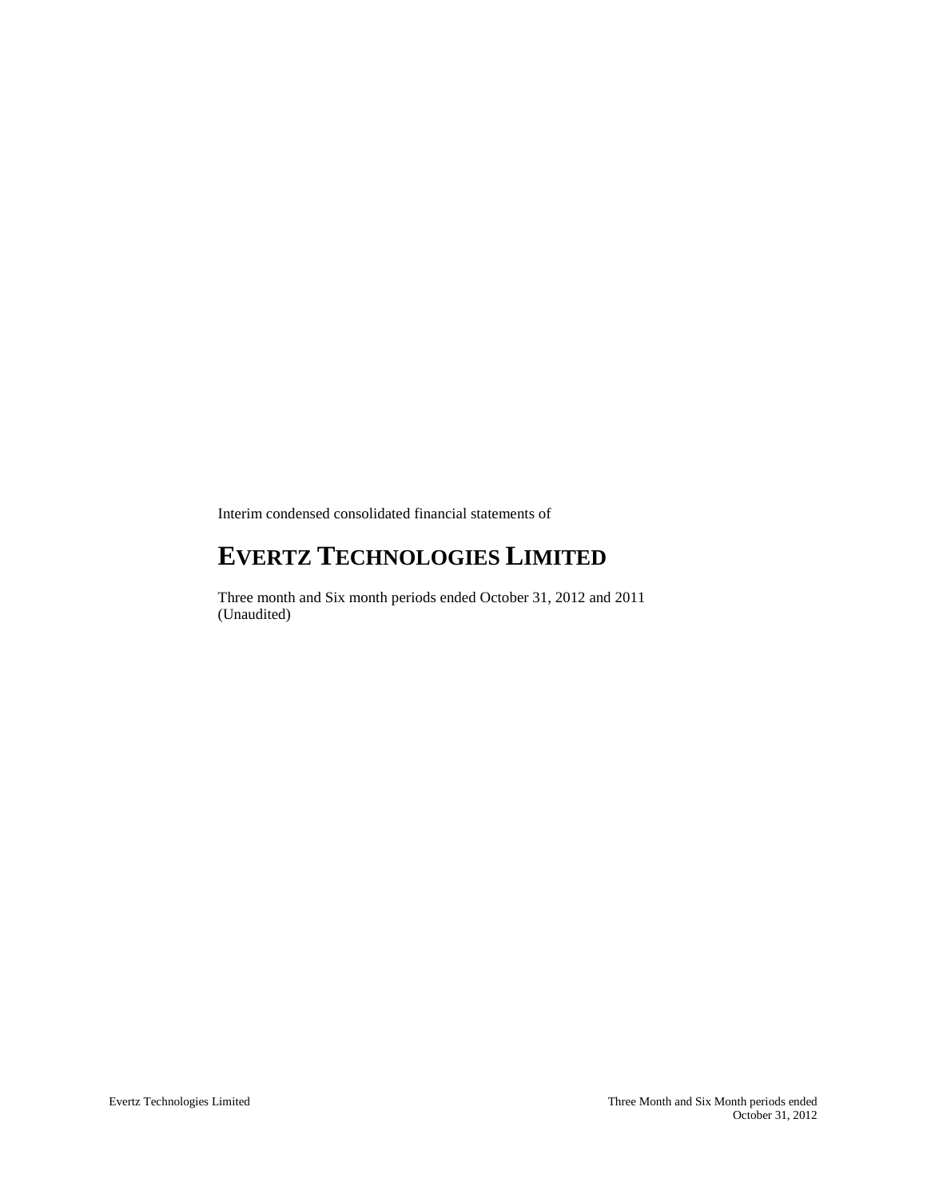Interim condensed consolidated financial statements of

# EVERTZ TECHNOLOGIES LIMITED

Three month and Six month periods ended October 31, 2012 and 2011
(Unaudited)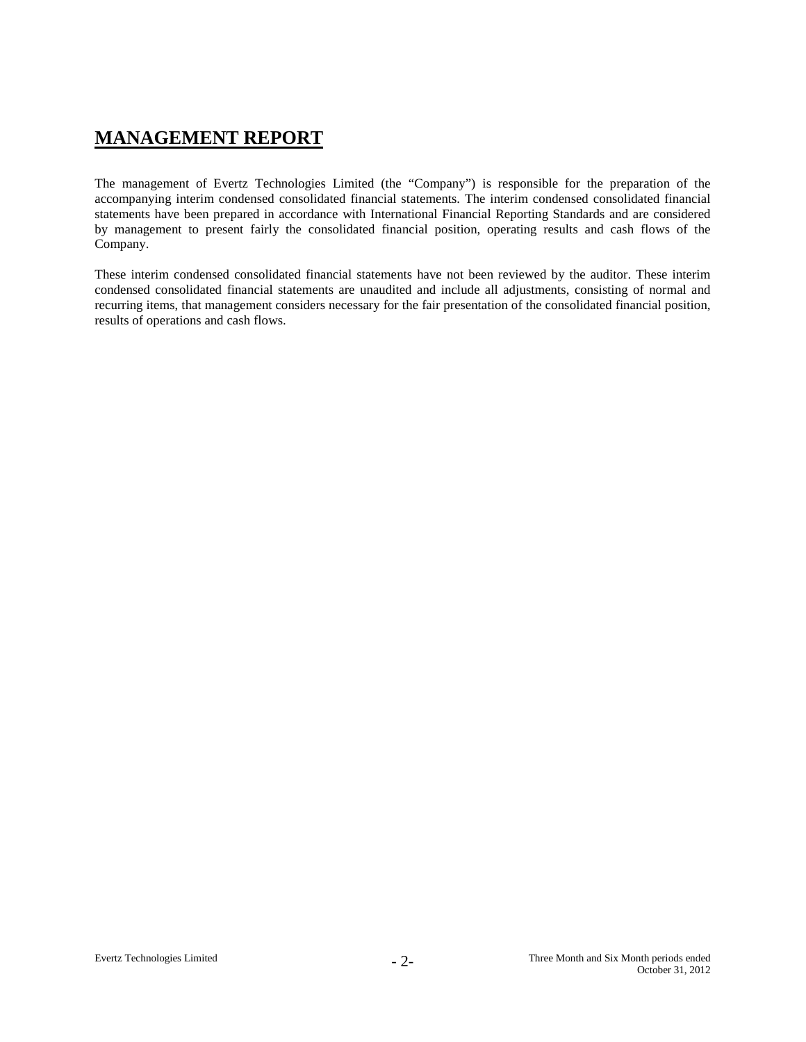# MANAGEMENT REPORT

The management of Evertz Technologies Limited (the "Company") is responsible for the preparation of the accompanying interim condensed consolidated financial statements. The interim condensed consolidated financial statements have been prepared in accordance with International Financial Reporting Standards and are considered by management to present fairly the consolidated financial position, operating results and cash flows of the Company.

These interim condensed consolidated financial statements have not been reviewed by the auditor. These interim condensed consolidated financial statements are unaudited and include all adjustments, consisting of normal and recurring items, that management considers necessary for the fair presentation of the consolidated financial position, results of operations and cash flows.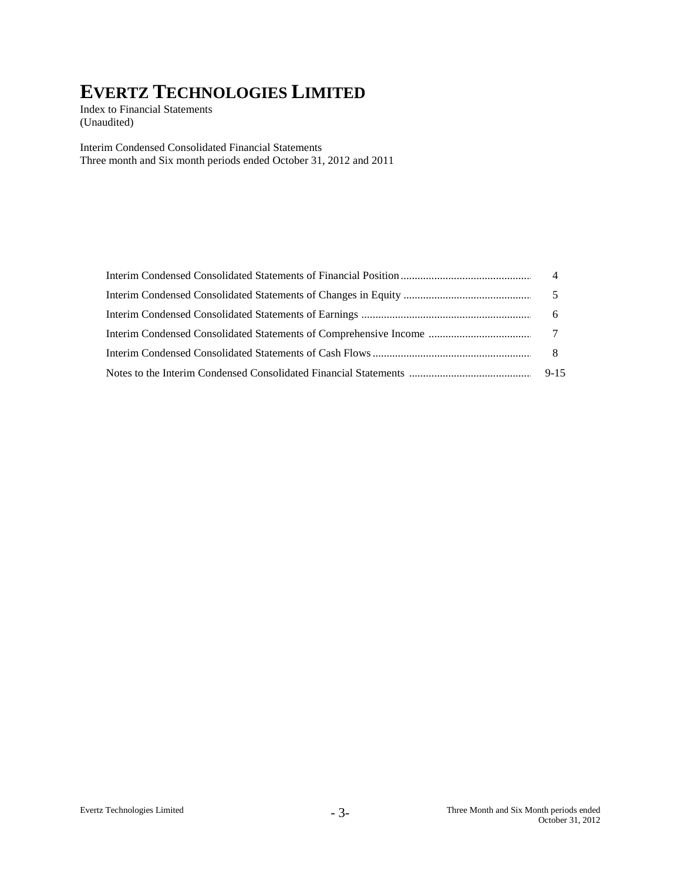# EVERTZ TECHNOLOGIES LIMITED

Index to Financial Statements
(Unaudited)

Interim Condensed Consolidated Financial Statements
Three month and Six month periods ended October 31, 2012 and 2011

| | |
|---|---|
| Interim Condensed Consolidated Statements of Financial Position | 4 |
| Interim Condensed Consolidated Statements of Changes in Equity | 5 |
| Interim Condensed Consolidated Statements of Earnings | 6 |
| Interim Condensed Consolidated Statements of Comprehensive Income | 7 |
| Interim Condensed Consolidated Statements of Cash Flows | 8 |
| Notes to the Interim Condensed Consolidated Financial Statements | 9-15 |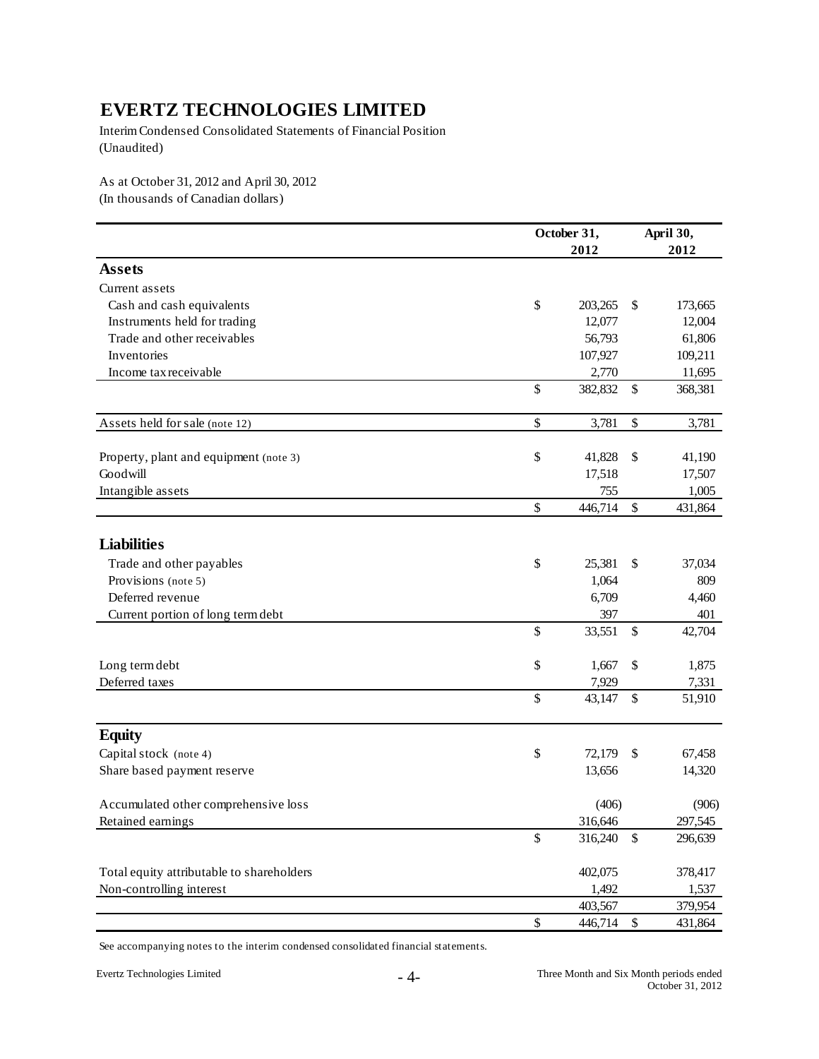# EVERTZ TECHNOLOGIES LIMITED

Interim Condensed Consolidated Statements of Financial Position
(Unaudited)

As at October 31, 2012 and April 30, 2012
(In thousands of Canadian dollars)

| | October 31, 2012 | April 30, 2012 |
|---|---|---|
| **Assets** | | |
| Current assets | | |
| Cash and cash equivalents | $ 203,265 | $ 173,665 |
| Instruments held for trading | 12,077 | 12,004 |
| Trade and other receivables | 56,793 | 61,806 |
| Inventories | 107,927 | 109,211 |
| Income tax receivable | 2,770 | 11,695 |
| | $ 382,832 | $ 368,381 |
| Assets held for sale (note 12) | $ 3,781 | $ 3,781 |
| Property, plant and equipment (note 3) | $ 41,828 | $ 41,190 |
| Goodwill | 17,518 | 17,507 |
| Intangible assets | 755 | 1,005 |
| | $ 446,714 | $ 431,864 |
| **Liabilities** | | |
| Trade and other payables | $ 25,381 | $ 37,034 |
| Provisions (note 5) | 1,064 | 809 |
| Deferred revenue | 6,709 | 4,460 |
| Current portion of long term debt | 397 | 401 |
| | $ 33,551 | $ 42,704 |
| Long term debt | $ 1,667 | $ 1,875 |
| Deferred taxes | 7,929 | 7,331 |
| | $ 43,147 | $ 51,910 |
| **Equity** | | |
| Capital stock (note 4) | $ 72,179 | $ 67,458 |
| Share based payment reserve | 13,656 | 14,320 |
| Accumulated other comprehensive loss | (406) | (906) |
| Retained earnings | 316,646 | 297,545 |
| | $ 316,240 | $ 296,639 |
| Total equity attributable to shareholders | 402,075 | 378,417 |
| Non-controlling interest | 1,492 | 1,537 |
| | 403,567 | 379,954 |
| | $ 446,714 | $ 431,864 |

See accompanying notes to the interim condensed consolidated financial statements.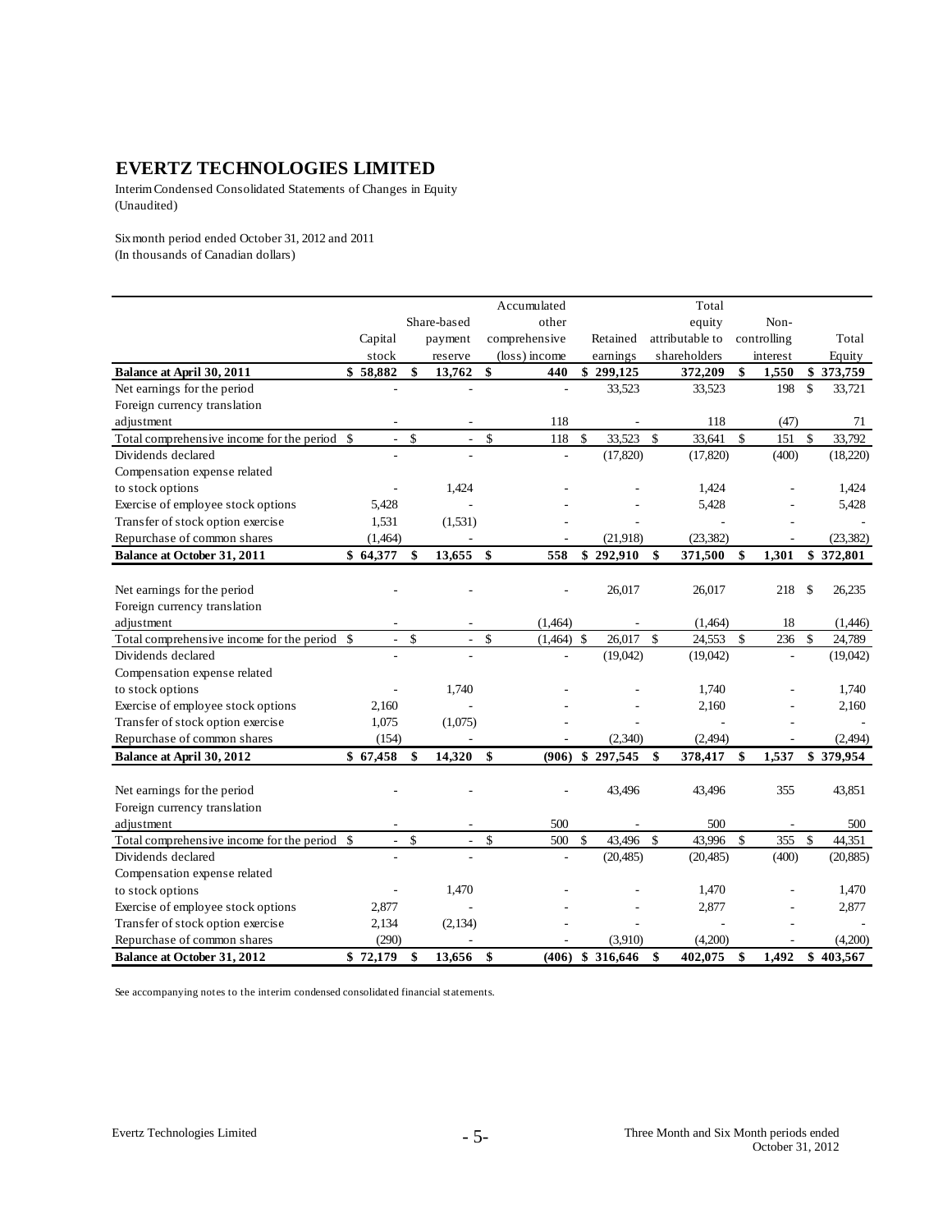# EVERTZ TECHNOLOGIES LIMITED

Interim Condensed Consolidated Statements of Changes in Equity
(Unaudited)

Six month period ended October 31, 2012 and 2011
(In thousands of Canadian dollars)

| | Capital stock | Share-based payment reserve | Accumulated other comprehensive (loss) income | Retained earnings | Total equity attributable to shareholders | Non-controlling interest | Total Equity |
|---|---|---|---|---|---|---|---|
| **Balance at April 30, 2011** | **$ 58,882** | **$ 13,762** | **$ 440** | **$ 299,125** | **372,209** | **$ 1,550** | **$ 373,759** |
| Net earnings for the period | - | - | - | 33,523 | 33,523 | 198 | $ 33,721 |
| Foreign currency translation adjustment | - | - | 118 | - | 118 | (47) | 71 |
| Total comprehensive income for the period | $ - | $ - | $ 118 | $ 33,523 | $ 33,641 | $ 151 | $ 33,792 |
| Dividends declared | - | - | - | (17,820) | (17,820) | (400) | (18,220) |
| Compensation expense related to stock options | - | 1,424 | - | - | 1,424 | - | 1,424 |
| Exercise of employee stock options | 5,428 | - | - | - | 5,428 | - | 5,428 |
| Transfer of stock option exercise | 1,531 | (1,531) | - | - | - | - | - |
| Repurchase of common shares | (1,464) | - | - | (21,918) | (23,382) | - | (23,382) |
| **Balance at October 31, 2011** | **$ 64,377** | **$ 13,655** | **$ 558** | **$ 292,910** | **$ 371,500** | **$ 1,301** | **$ 372,801** |
| Net earnings for the period | - | - | - | 26,017 | 26,017 | 218 | $ 26,235 |
| Foreign currency translation adjustment | - | - | (1,464) | - | (1,464) | 18 | (1,446) |
| Total comprehensive income for the period | $ - | $ - | $ (1,464) | $ 26,017 | $ 24,553 | $ 236 | $ 24,789 |
| Dividends declared | - | - | - | (19,042) | (19,042) | - | (19,042) |
| Compensation expense related to stock options | - | 1,740 | - | - | 1,740 | - | 1,740 |
| Exercise of employee stock options | 2,160 | - | - | - | 2,160 | - | 2,160 |
| Transfer of stock option exercise | 1,075 | (1,075) | - | - | - | - | - |
| Repurchase of common shares | (154) | - | - | (2,340) | (2,494) | - | (2,494) |
| **Balance at April 30, 2012** | **$ 67,458** | **$ 14,320** | **$ (906)** | **$ 297,545** | **$ 378,417** | **$ 1,537** | **$ 379,954** |
| Net earnings for the period | - | - | - | 43,496 | 43,496 | 355 | 43,851 |
| Foreign currency translation adjustment | - | - | 500 | - | 500 | - | 500 |
| Total comprehensive income for the period | $ - | $ - | $ 500 | $ 43,496 | $ 43,996 | $ 355 | $ 44,351 |
| Dividends declared | - | - | - | (20,485) | (20,485) | (400) | (20,885) |
| Compensation expense related to stock options | - | 1,470 | - | - | 1,470 | - | 1,470 |
| Exercise of employee stock options | 2,877 | - | - | - | 2,877 | - | 2,877 |
| Transfer of stock option exercise | 2,134 | (2,134) | - | - | - | - | - |
| Repurchase of common shares | (290) | - | - | (3,910) | (4,200) | - | (4,200) |
| **Balance at October 31, 2012** | **$ 72,179** | **$ 13,656** | **$ (406)** | **$ 316,646** | **$ 402,075** | **$ 1,492** | **$ 403,567** |

See accompanying notes to the interim condensed consolidated financial statements.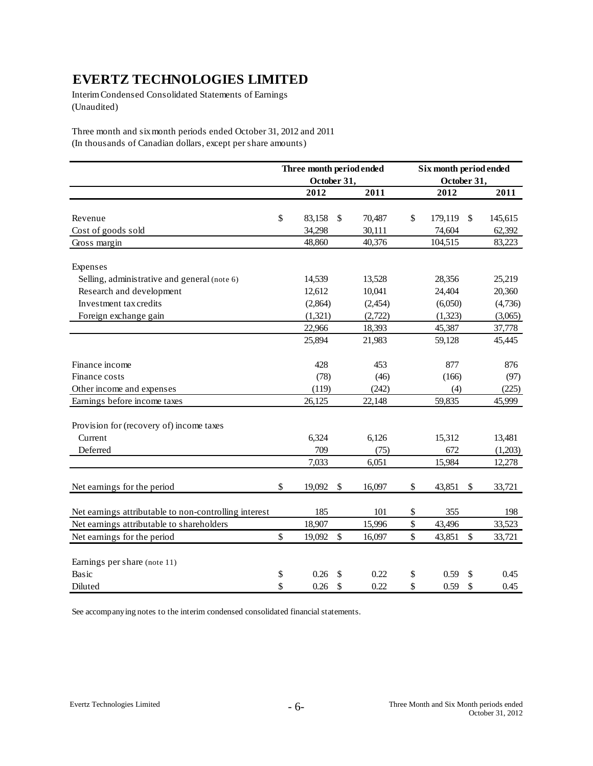# EVERTZ TECHNOLOGIES LIMITED

Interim Condensed Consolidated Statements of Earnings
(Unaudited)

Three month and six month periods ended October 31, 2012 and 2011
(In thousands of Canadian dollars, except per share amounts)

| | Three month period ended October 31, | | Six month period ended October 31, | |
|---|---|---|---|---|
| | 2012 | 2011 | 2012 | 2011 |
| Revenue | $ 83,158 | $ 70,487 | $ 179,119 | $ 145,615 |
| Cost of goods sold | 34,298 | 30,111 | 74,604 | 62,392 |
| Gross margin | 48,860 | 40,376 | 104,515 | 83,223 |
| Expenses | | | | |
| Selling, administrative and general (note 6) | 14,539 | 13,528 | 28,356 | 25,219 |
| Research and development | 12,612 | 10,041 | 24,404 | 20,360 |
| Investment tax credits | (2,864) | (2,454) | (6,050) | (4,736) |
| Foreign exchange gain | (1,321) | (2,722) | (1,323) | (3,065) |
| | 22,966 | 18,393 | 45,387 | 37,778 |
| | 25,894 | 21,983 | 59,128 | 45,445 |
| Finance income | 428 | 453 | 877 | 876 |
| Finance costs | (78) | (46) | (166) | (97) |
| Other income and expenses | (119) | (242) | (4) | (225) |
| Earnings before income taxes | 26,125 | 22,148 | 59,835 | 45,999 |
| Provision for (recovery of) income taxes | | | | |
| Current | 6,324 | 6,126 | 15,312 | 13,481 |
| Deferred | 709 | (75) | 672 | (1,203) |
| | 7,033 | 6,051 | 15,984 | 12,278 |
| Net earnings for the period | $ 19,092 | $ 16,097 | $ 43,851 | $ 33,721 |
| Net earnings attributable to non-controlling interest | 185 | 101 | $ 355 | 198 |
| Net earnings attributable to shareholders | 18,907 | 15,996 | $ 43,496 | 33,523 |
| Net earnings for the period | $ 19,092 | $ 16,097 | $ 43,851 | $ 33,721 |
| Earnings per share (note 11) | | | | |
| Basic | $ 0.26 | $ 0.22 | $ 0.59 | $ 0.45 |
| Diluted | $ 0.26 | $ 0.22 | $ 0.59 | $ 0.45 |

See accompanying notes to the interim condensed consolidated financial statements.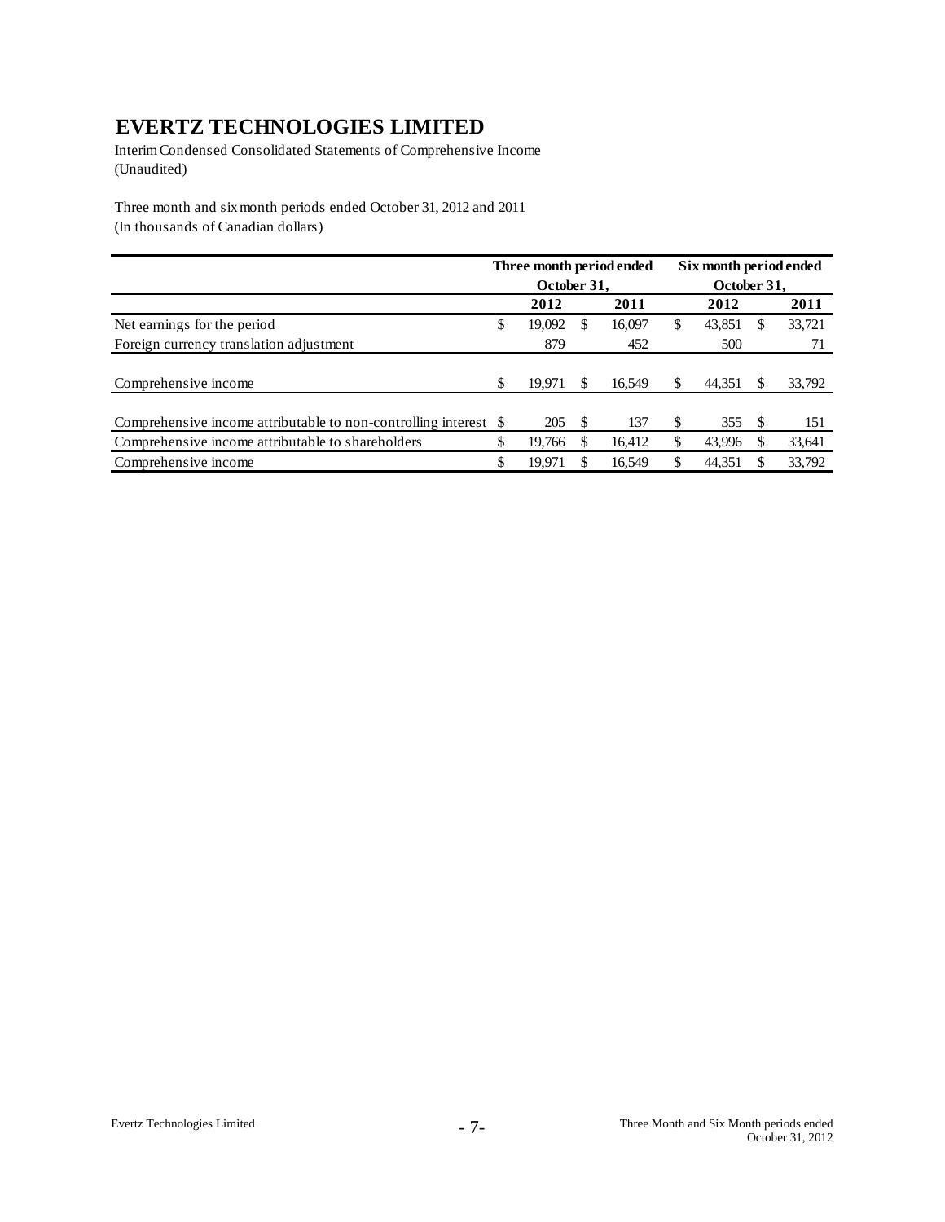# EVERTZ TECHNOLOGIES LIMITED

Interim Condensed Consolidated Statements of Comprehensive Income
(Unaudited)

Three month and six month periods ended October 31, 2012 and 2011
(In thousands of Canadian dollars)

| | Three month period ended October 31, | | Six month period ended October 31, | |
|---|---|---|---|---|
| | 2012 | 2011 | 2012 | 2011 |
| Net earnings for the period | $ 19,092 | $ 16,097 | $ 43,851 | $ 33,721 |
| Foreign currency translation adjustment | 879 | 452 | 500 | 71 |
| Comprehensive income | $ 19,971 | $ 16,549 | $ 44,351 | $ 33,792 |
| Comprehensive income attributable to non-controlling interest | $ 205 | $ 137 | $ 355 | $ 151 |
| Comprehensive income attributable to shareholders | $ 19,766 | $ 16,412 | $ 43,996 | $ 33,641 |
| Comprehensive income | $ 19,971 | $ 16,549 | $ 44,351 | $ 33,792 |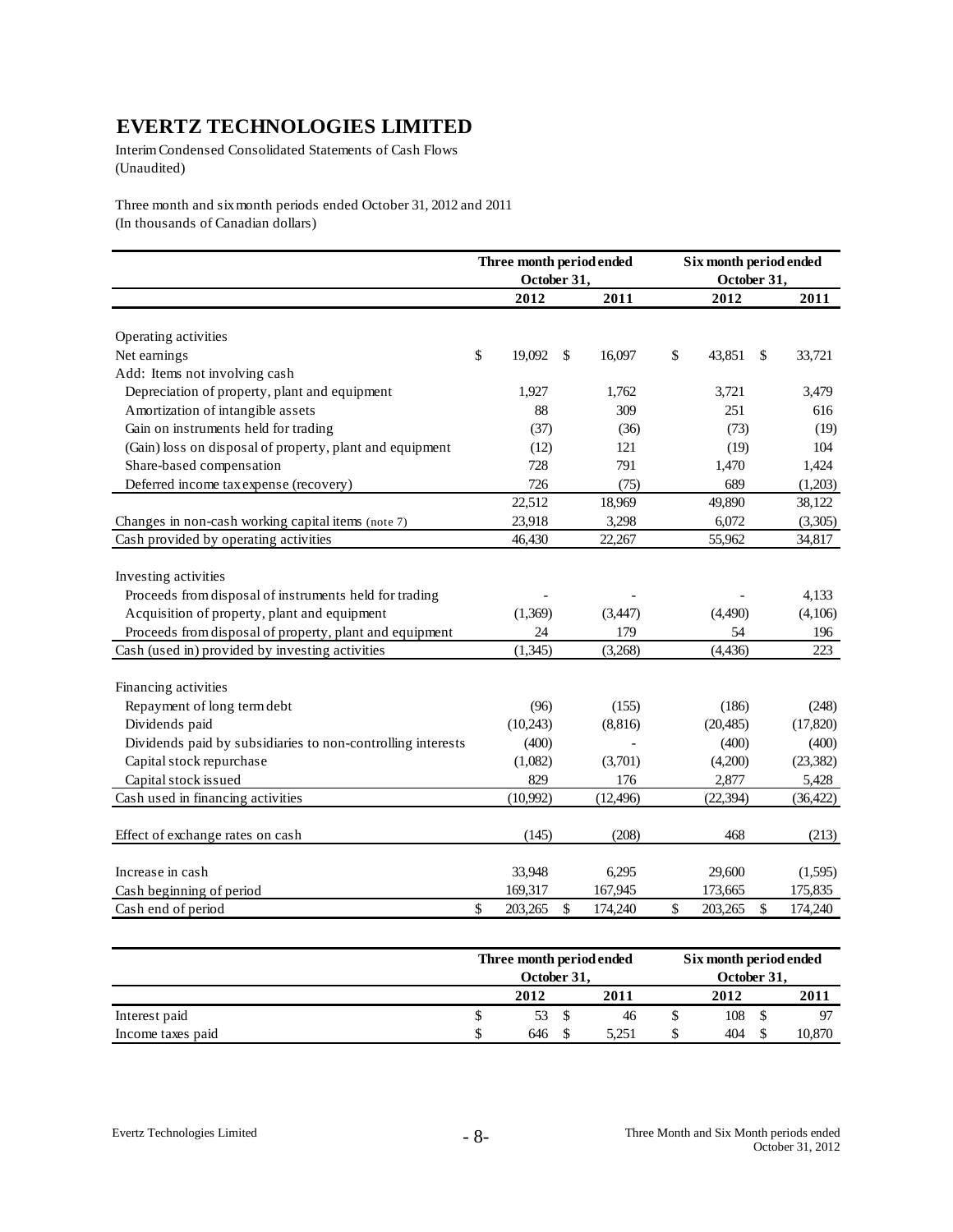# EVERTZ TECHNOLOGIES LIMITED

Interim Condensed Consolidated Statements of Cash Flows
(Unaudited)

Three month and six month periods ended October 31, 2012 and 2011
(In thousands of Canadian dollars)

| | Three month period ended October 31, | | Six month period ended October 31, | |
|---|---|---|---|---|
| | 2012 | 2011 | 2012 | 2011 |
| Operating activities | | | | |
| Net earnings | $ 19,092 | $ 16,097 | $ 43,851 | $ 33,721 |
| Add: Items not involving cash | | | | |
| Depreciation of property, plant and equipment | 1,927 | 1,762 | 3,721 | 3,479 |
| Amortization of intangible assets | 88 | 309 | 251 | 616 |
| Gain on instruments held for trading | (37) | (36) | (73) | (19) |
| (Gain) loss on disposal of property, plant and equipment | (12) | 121 | (19) | 104 |
| Share-based compensation | 728 | 791 | 1,470 | 1,424 |
| Deferred income tax expense (recovery) | 726 | (75) | 689 | (1,203) |
| | 22,512 | 18,969 | 49,890 | 38,122 |
| Changes in non-cash working capital items (note 7) | 23,918 | 3,298 | 6,072 | (3,305) |
| Cash provided by operating activities | 46,430 | 22,267 | 55,962 | 34,817 |
| Investing activities | | | | |
| Proceeds from disposal of instruments held for trading | - | - | - | 4,133 |
| Acquisition of property, plant and equipment | (1,369) | (3,447) | (4,490) | (4,106) |
| Proceeds from disposal of property, plant and equipment | 24 | 179 | 54 | 196 |
| Cash (used in) provided by investing activities | (1,345) | (3,268) | (4,436) | 223 |
| Financing activities | | | | |
| Repayment of long term debt | (96) | (155) | (186) | (248) |
| Dividends paid | (10,243) | (8,816) | (20,485) | (17,820) |
| Dividends paid by subsidiaries to non-controlling interests | (400) | - | (400) | (400) |
| Capital stock repurchase | (1,082) | (3,701) | (4,200) | (23,382) |
| Capital stock issued | 829 | 176 | 2,877 | 5,428 |
| Cash used in financing activities | (10,992) | (12,496) | (22,394) | (36,422) |
| Effect of exchange rates on cash | (145) | (208) | 468 | (213) |
| Increase in cash | 33,948 | 6,295 | 29,600 | (1,595) |
| Cash beginning of period | 169,317 | 167,945 | 173,665 | 175,835 |
| Cash end of period | $ 203,265 | $ 174,240 | $ 203,265 | $ 174,240 |

| | Three month period ended October 31, | | Six month period ended October 31, | |
|---|---|---|---|---|
| | 2012 | 2011 | 2012 | 2011 |
| Interest paid | $ 53 | $ 46 | $ 108 | $ 97 |
| Income taxes paid | $ 646 | $ 5,251 | $ 404 | $ 10,870 |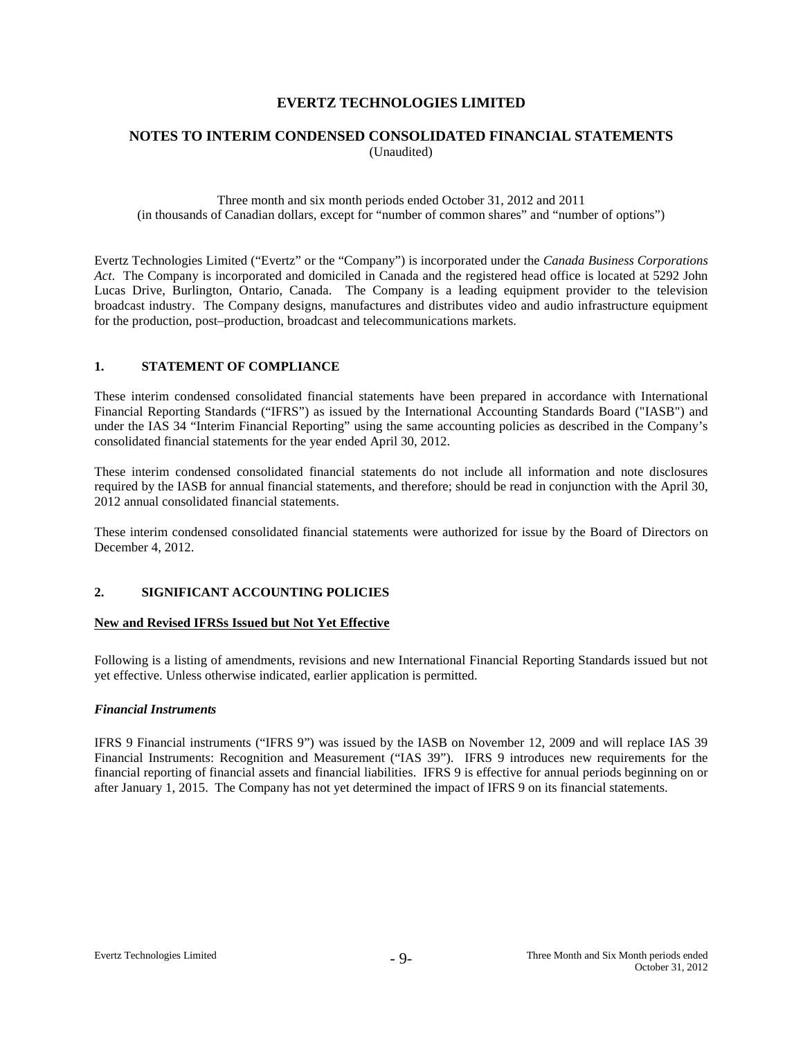# EVERTZ TECHNOLOGIES LIMITED

## NOTES TO INTERIM CONDENSED CONSOLIDATED FINANCIAL STATEMENTS

(Unaudited)

Three month and six month periods ended October 31, 2012 and 2011
(in thousands of Canadian dollars, except for "number of common shares" and "number of options")

Evertz Technologies Limited ("Evertz" or the "Company") is incorporated under the *Canada Business Corporations Act*. The Company is incorporated and domiciled in Canada and the registered head office is located at 5292 John Lucas Drive, Burlington, Ontario, Canada. The Company is a leading equipment provider to the television broadcast industry. The Company designs, manufactures and distributes video and audio infrastructure equipment for the production, post–production, broadcast and telecommunications markets.

### 1. STATEMENT OF COMPLIANCE

These interim condensed consolidated financial statements have been prepared in accordance with International Financial Reporting Standards ("IFRS") as issued by the International Accounting Standards Board ("IASB") and under the IAS 34 "Interim Financial Reporting" using the same accounting policies as described in the Company's consolidated financial statements for the year ended April 30, 2012.

These interim condensed consolidated financial statements do not include all information and note disclosures required by the IASB for annual financial statements, and therefore; should be read in conjunction with the April 30, 2012 annual consolidated financial statements.

These interim condensed consolidated financial statements were authorized for issue by the Board of Directors on December 4, 2012.

### 2. SIGNIFICANT ACCOUNTING POLICIES

**New and Revised IFRSs Issued but Not Yet Effective**

Following is a listing of amendments, revisions and new International Financial Reporting Standards issued but not yet effective. Unless otherwise indicated, earlier application is permitted.

***Financial Instruments***

IFRS 9 Financial instruments ("IFRS 9") was issued by the IASB on November 12, 2009 and will replace IAS 39 Financial Instruments: Recognition and Measurement ("IAS 39"). IFRS 9 introduces new requirements for the financial reporting of financial assets and financial liabilities. IFRS 9 is effective for annual periods beginning on or after January 1, 2015. The Company has not yet determined the impact of IFRS 9 on its financial statements.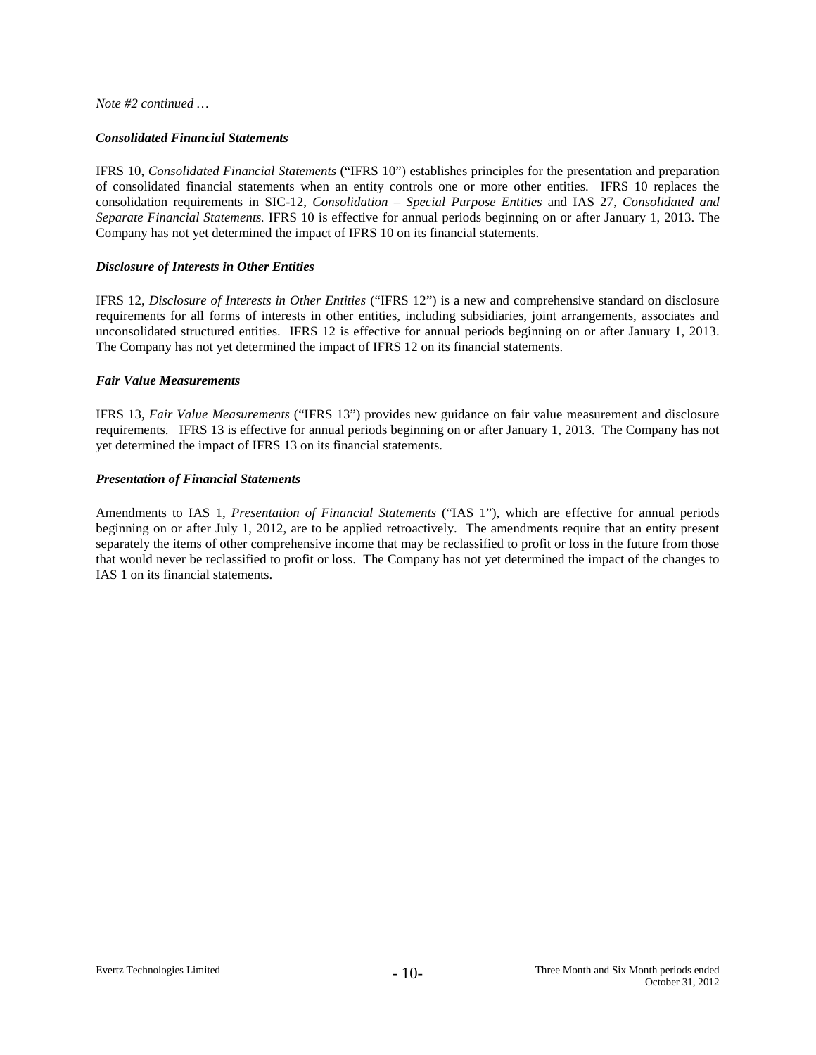*Note #2 continued …*

### *Consolidated Financial Statements*

IFRS 10, *Consolidated Financial Statements* ("IFRS 10") establishes principles for the presentation and preparation of consolidated financial statements when an entity controls one or more other entities. IFRS 10 replaces the consolidation requirements in SIC-12, *Consolidation – Special Purpose Entities* and IAS 27, *Consolidated and Separate Financial Statements.* IFRS 10 is effective for annual periods beginning on or after January 1, 2013. The Company has not yet determined the impact of IFRS 10 on its financial statements.

### *Disclosure of Interests in Other Entities*

IFRS 12, *Disclosure of Interests in Other Entities* ("IFRS 12") is a new and comprehensive standard on disclosure requirements for all forms of interests in other entities, including subsidiaries, joint arrangements, associates and unconsolidated structured entities. IFRS 12 is effective for annual periods beginning on or after January 1, 2013. The Company has not yet determined the impact of IFRS 12 on its financial statements.

### *Fair Value Measurements*

IFRS 13, *Fair Value Measurements* ("IFRS 13") provides new guidance on fair value measurement and disclosure requirements. IFRS 13 is effective for annual periods beginning on or after January 1, 2013. The Company has not yet determined the impact of IFRS 13 on its financial statements.

### *Presentation of Financial Statements*

Amendments to IAS 1, *Presentation of Financial Statements* ("IAS 1"), which are effective for annual periods beginning on or after July 1, 2012, are to be applied retroactively. The amendments require that an entity present separately the items of other comprehensive income that may be reclassified to profit or loss in the future from those that would never be reclassified to profit or loss. The Company has not yet determined the impact of the changes to IAS 1 on its financial statements.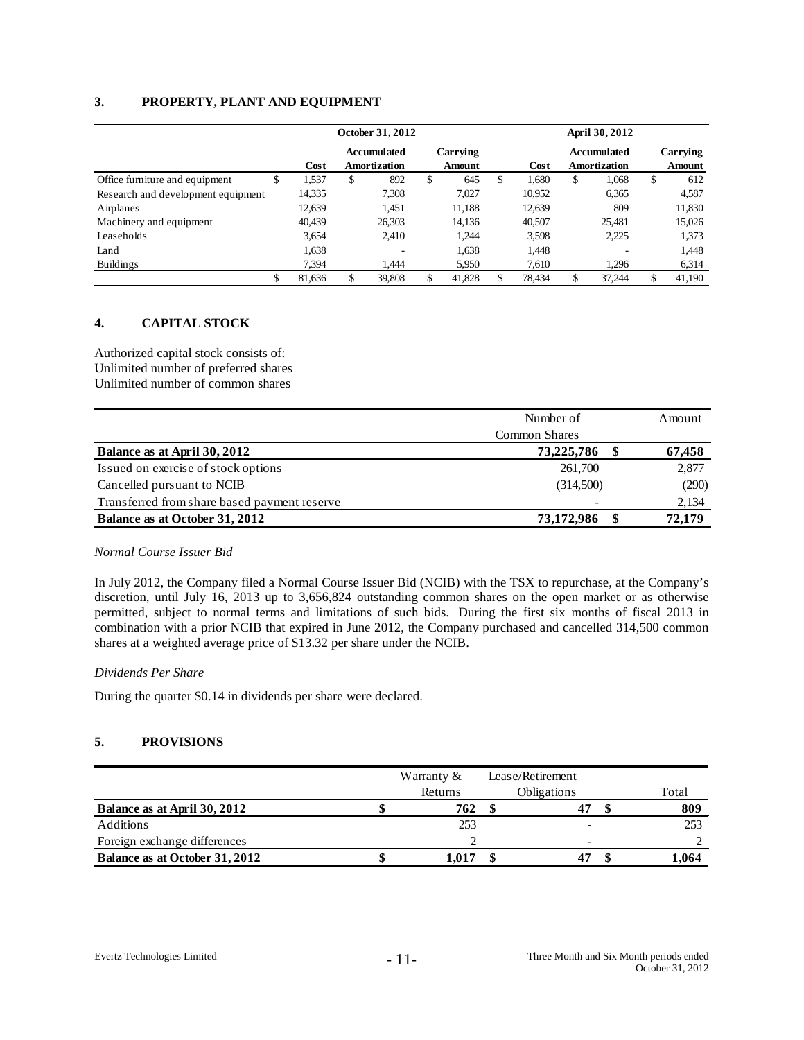## 3. PROPERTY, PLANT AND EQUIPMENT

| | October 31, 2012 | | | April 30, 2012 | | |
|---|---|---|---|---|---|---|
| | Cost | Accumulated Amortization | Carrying Amount | Cost | Accumulated Amortization | Carrying Amount |
| Office furniture and equipment | $ 1,537 | $ 892 | $ 645 | $ 1,680 | $ 1,068 | $ 612 |
| Research and development equipment | 14,335 | 7,308 | 7,027 | 10,952 | 6,365 | 4,587 |
| Airplanes | 12,639 | 1,451 | 11,188 | 12,639 | 809 | 11,830 |
| Machinery and equipment | 40,439 | 26,303 | 14,136 | 40,507 | 25,481 | 15,026 |
| Leaseholds | 3,654 | 2,410 | 1,244 | 3,598 | 2,225 | 1,373 |
| Land | 1,638 | - | 1,638 | 1,448 | - | 1,448 |
| Buildings | 7,394 | 1,444 | 5,950 | 7,610 | 1,296 | 6,314 |
| | $ 81,636 | $ 39,808 | $ 41,828 | $ 78,434 | $ 37,244 | $ 41,190 |

## 4. CAPITAL STOCK

Authorized capital stock consists of:
Unlimited number of preferred shares
Unlimited number of common shares

| | Number of Common Shares | Amount |
|---|---|---|
| **Balance as at April 30, 2012** | **73,225,786** | **$ 67,458** |
| Issued on exercise of stock options | 261,700 | 2,877 |
| Cancelled pursuant to NCIB | (314,500) | (290) |
| Transferred from share based payment reserve | - | 2,134 |
| **Balance as at October 31, 2012** | **73,172,986** | **$ 72,179** |

*Normal Course Issuer Bid*

In July 2012, the Company filed a Normal Course Issuer Bid (NCIB) with the TSX to repurchase, at the Company's discretion, until July 16, 2013 up to 3,656,824 outstanding common shares on the open market or as otherwise permitted, subject to normal terms and limitations of such bids. During the first six months of fiscal 2013 in combination with a prior NCIB that expired in June 2012, the Company purchased and cancelled 314,500 common shares at a weighted average price of $13.32 per share under the NCIB.

*Dividends Per Share*

During the quarter $0.14 in dividends per share were declared.

## 5. PROVISIONS

| | Warranty & Returns | Lease/Retirement Obligations | Total |
|---|---|---|---|
| **Balance as at April 30, 2012** | **$ 762** | **$ 47** | **$ 809** |
| Additions | 253 | - | 253 |
| Foreign exchange differences | 2 | - | 2 |
| **Balance as at October 31, 2012** | **$ 1,017** | **$ 47** | **$ 1,064** |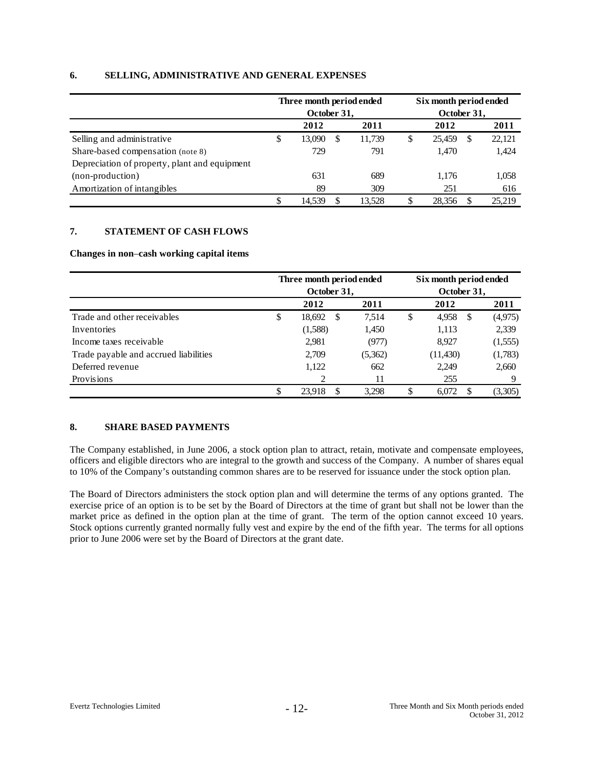## 6. SELLING, ADMINISTRATIVE AND GENERAL EXPENSES

| | Three month period ended October 31, | | Six month period ended October 31, | |
|---|---|---|---|---|
| | 2012 | 2011 | 2012 | 2011 |
| Selling and administrative | $ 13,090 | $ 11,739 | $ 25,459 | $ 22,121 |
| Share-based compensation (note 8) | 729 | 791 | 1,470 | 1,424 |
| Depreciation of property, plant and equipment (non-production) | 631 | 689 | 1,176 | 1,058 |
| Amortization of intangibles | 89 | 309 | 251 | 616 |
| | $ 14,539 | $ 13,528 | $ 28,356 | $ 25,219 |

## 7. STATEMENT OF CASH FLOWS

**Changes in non–cash working capital items**

| | Three month period ended October 31, | | Six month period ended October 31, | |
|---|---|---|---|---|
| | 2012 | 2011 | 2012 | 2011 |
| Trade and other receivables | $ 18,692 | $ 7,514 | $ 4,958 | $ (4,975) |
| Inventories | (1,588) | 1,450 | 1,113 | 2,339 |
| Income taxes receivable | 2,981 | (977) | 8,927 | (1,555) |
| Trade payable and accrued liabilities | 2,709 | (5,362) | (11,430) | (1,783) |
| Deferred revenue | 1,122 | 662 | 2,249 | 2,660 |
| Provisions | 2 | 11 | 255 | 9 |
| | $ 23,918 | $ 3,298 | $ 6,072 | $ (3,305) |

## 8. SHARE BASED PAYMENTS

The Company established, in June 2006, a stock option plan to attract, retain, motivate and compensate employees, officers and eligible directors who are integral to the growth and success of the Company. A number of shares equal to 10% of the Company's outstanding common shares are to be reserved for issuance under the stock option plan.

The Board of Directors administers the stock option plan and will determine the terms of any options granted. The exercise price of an option is to be set by the Board of Directors at the time of grant but shall not be lower than the market price as defined in the option plan at the time of grant. The term of the option cannot exceed 10 years. Stock options currently granted normally fully vest and expire by the end of the fifth year. The terms for all options prior to June 2006 were set by the Board of Directors at the grant date.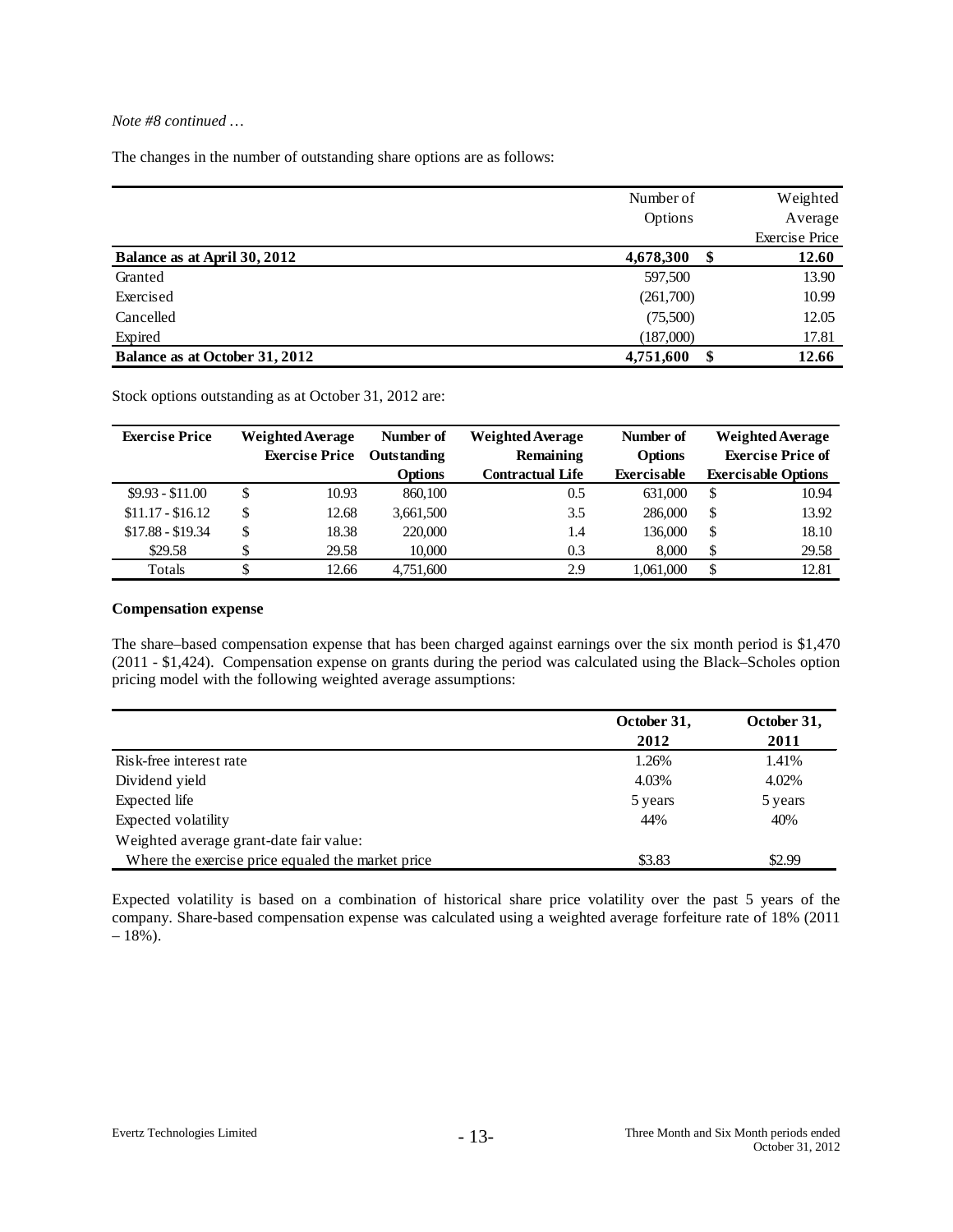*Note #8 continued …*

The changes in the number of outstanding share options are as follows:

| | Number of Options | Weighted Average Exercise Price |
|---|---|---|
| **Balance as at April 30, 2012** | **4,678,300** | **$ 12.60** |
| Granted | 597,500 | 13.90 |
| Exercised | (261,700) | 10.99 |
| Cancelled | (75,500) | 12.05 |
| Expired | (187,000) | 17.81 |
| **Balance as at October 31, 2012** | **4,751,600** | **$ 12.66** |

Stock options outstanding as at October 31, 2012 are:

| Exercise Price | Weighted Average Exercise Price | Number of Outstanding Options | Weighted Average Remaining Contractual Life | Number of Options Exercisable | Weighted Average Exercise Price of Exercisable Options |
|---|---|---|---|---|---|
| $9.93 - $11.00 | $ 10.93 | 860,100 | 0.5 | 631,000 | $ 10.94 |
| $11.17 - $16.12 | $ 12.68 | 3,661,500 | 3.5 | 286,000 | $ 13.92 |
| $17.88 - $19.34 | $ 18.38 | 220,000 | 1.4 | 136,000 | $ 18.10 |
| $29.58 | $ 29.58 | 10,000 | 0.3 | 8,000 | $ 29.58 |
| Totals | $ 12.66 | 4,751,600 | 2.9 | 1,061,000 | $ 12.81 |

### Compensation expense

The share–based compensation expense that has been charged against earnings over the six month period is $1,470 (2011 - $1,424). Compensation expense on grants during the period was calculated using the Black–Scholes option pricing model with the following weighted average assumptions:

| | October 31, 2012 | October 31, 2011 |
|---|---|---|
| Risk-free interest rate | 1.26% | 1.41% |
| Dividend yield | 4.03% | 4.02% |
| Expected life | 5 years | 5 years |
| Expected volatility | 44% | 40% |
| Weighted average grant-date fair value: | | |
| Where the exercise price equaled the market price | $3.83 | $2.99 |

Expected volatility is based on a combination of historical share price volatility over the past 5 years of the company. Share-based compensation expense was calculated using a weighted average forfeiture rate of 18% (2011 – 18%).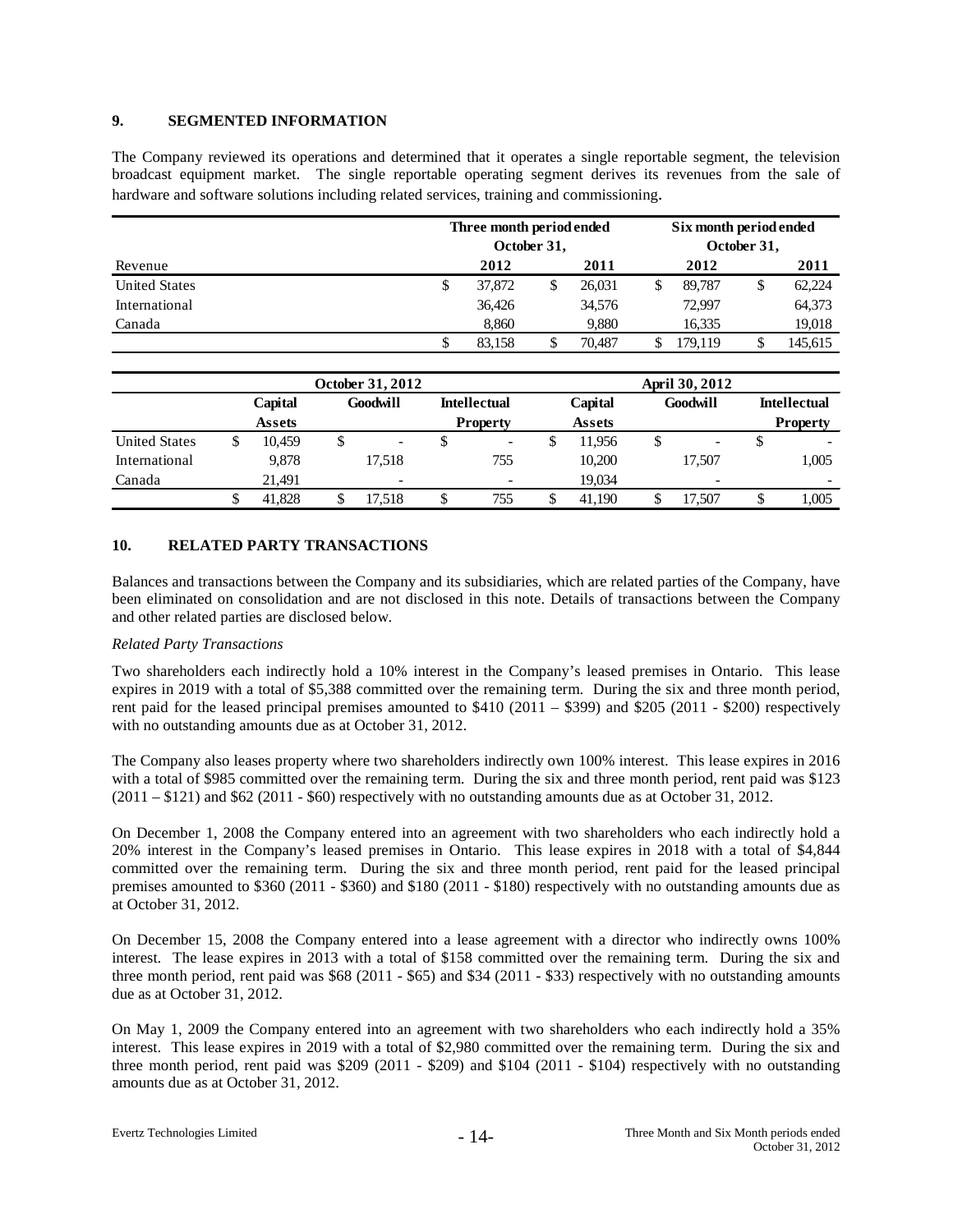## 9. SEGMENTED INFORMATION

The Company reviewed its operations and determined that it operates a single reportable segment, the television broadcast equipment market. The single reportable operating segment derives its revenues from the sale of hardware and software solutions including related services, training and commissioning.

| Revenue | Three month period ended October 31, 2012 | Three month period ended October 31, 2011 | Six month period ended October 31, 2012 | Six month period ended October 31, 2011 |
|---|---|---|---|---|
| United States | $ 37,872 | $ 26,031 | $ 89,787 | $ 62,224 |
| International | 36,426 | 34,576 | 72,997 | 64,373 |
| Canada | 8,860 | 9,880 | 16,335 | 19,018 |
| | $ 83,158 | $ 70,487 | $ 179,119 | $ 145,615 |

| | October 31, 2012 | | | April 30, 2012 | | |
|---|---|---|---|---|---|---|
| | Capital Assets | Goodwill | Intellectual Property | Capital Assets | Goodwill | Intellectual Property |
| United States | $ 10,459 | $ - | $ - | $ 11,956 | $ - | $ - |
| International | 9,878 | 17,518 | 755 | 10,200 | 17,507 | 1,005 |
| Canada | 21,491 | - | - | 19,034 | - | - |
| | $ 41,828 | $ 17,518 | $ 755 | $ 41,190 | $ 17,507 | $ 1,005 |

## 10. RELATED PARTY TRANSACTIONS

Balances and transactions between the Company and its subsidiaries, which are related parties of the Company, have been eliminated on consolidation and are not disclosed in this note. Details of transactions between the Company and other related parties are disclosed below.

*Related Party Transactions*

Two shareholders each indirectly hold a 10% interest in the Company's leased premises in Ontario. This lease expires in 2019 with a total of $5,388 committed over the remaining term. During the six and three month period, rent paid for the leased principal premises amounted to $410 (2011 – $399) and $205 (2011 - $200) respectively with no outstanding amounts due as at October 31, 2012.

The Company also leases property where two shareholders indirectly own 100% interest. This lease expires in 2016 with a total of $985 committed over the remaining term. During the six and three month period, rent paid was $123 (2011 – $121) and $62 (2011 - $60) respectively with no outstanding amounts due as at October 31, 2012.

On December 1, 2008 the Company entered into an agreement with two shareholders who each indirectly hold a 20% interest in the Company's leased premises in Ontario. This lease expires in 2018 with a total of $4,844 committed over the remaining term. During the six and three month period, rent paid for the leased principal premises amounted to $360 (2011 - $360) and $180 (2011 - $180) respectively with no outstanding amounts due as at October 31, 2012.

On December 15, 2008 the Company entered into a lease agreement with a director who indirectly owns 100% interest. The lease expires in 2013 with a total of $158 committed over the remaining term. During the six and three month period, rent paid was $68 (2011 - $65) and $34 (2011 - $33) respectively with no outstanding amounts due as at October 31, 2012.

On May 1, 2009 the Company entered into an agreement with two shareholders who each indirectly hold a 35% interest. This lease expires in 2019 with a total of $2,980 committed over the remaining term. During the six and three month period, rent paid was $209 (2011 - $209) and $104 (2011 - $104) respectively with no outstanding amounts due as at October 31, 2012.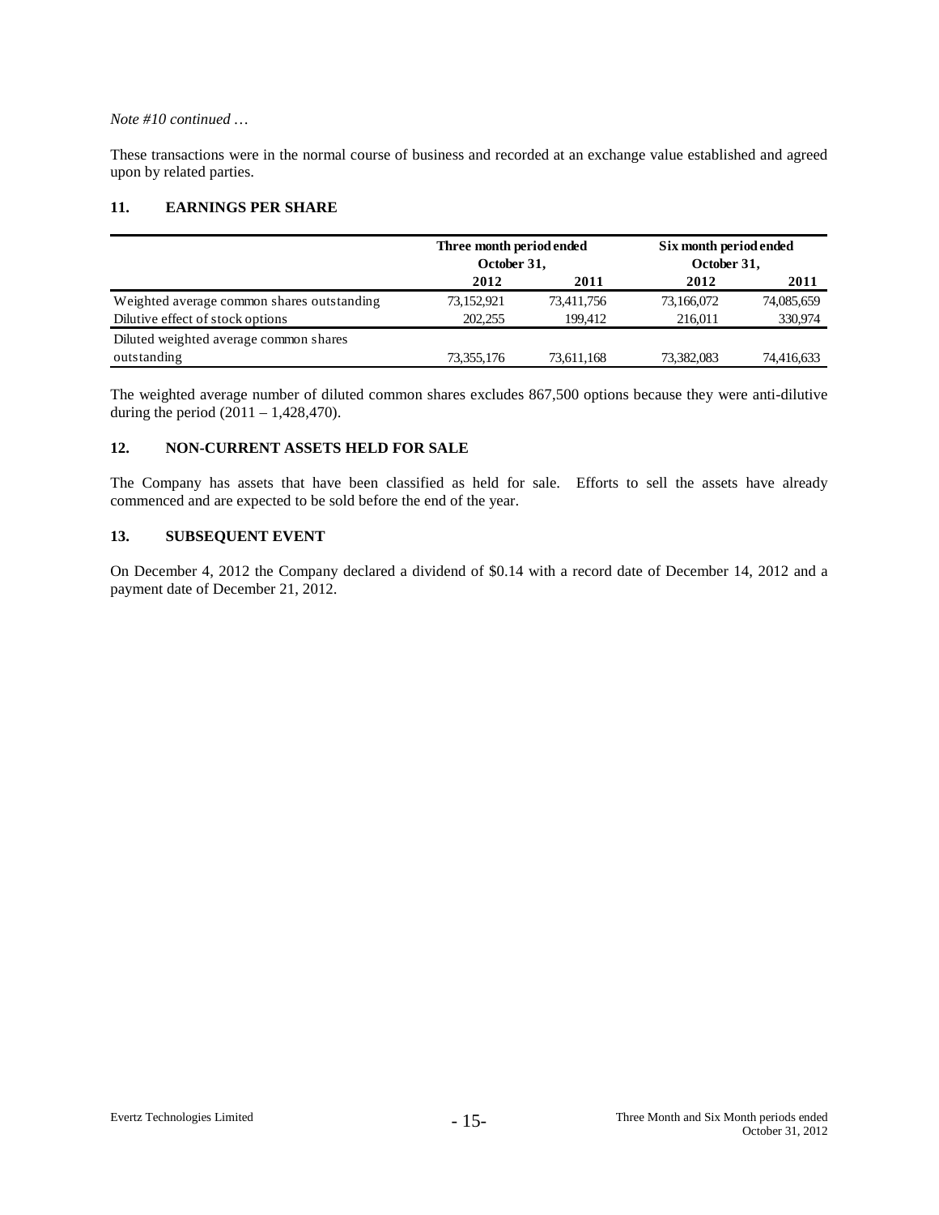*Note #10 continued …*

These transactions were in the normal course of business and recorded at an exchange value established and agreed upon by related parties.

## 11. EARNINGS PER SHARE

| | Three month period ended October 31, | | Six month period ended October 31, | |
|---|---|---|---|---|
| | **2012** | **2011** | **2012** | **2011** |
| Weighted average common shares outstanding | 73,152,921 | 73,411,756 | 73,166,072 | 74,085,659 |
| Dilutive effect of stock options | 202,255 | 199,412 | 216,011 | 330,974 |
| Diluted weighted average common shares outstanding | 73,355,176 | 73,611,168 | 73,382,083 | 74,416,633 |

The weighted average number of diluted common shares excludes 867,500 options because they were anti-dilutive during the period (2011 – 1,428,470).

## 12. NON-CURRENT ASSETS HELD FOR SALE

The Company has assets that have been classified as held for sale. Efforts to sell the assets have already commenced and are expected to be sold before the end of the year.

## 13. SUBSEQUENT EVENT

On December 4, 2012 the Company declared a dividend of $0.14 with a record date of December 14, 2012 and a payment date of December 21, 2012.